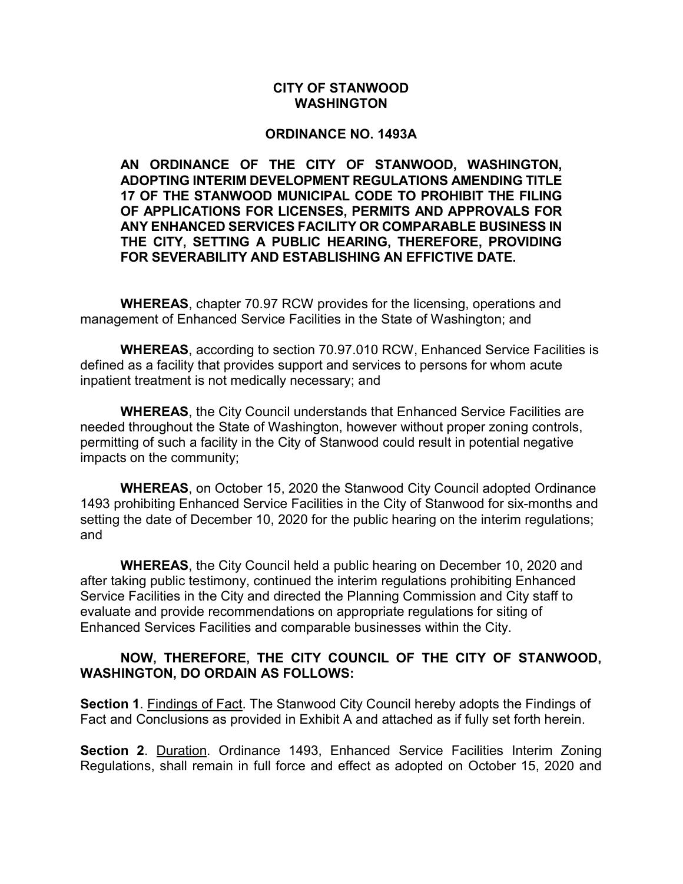**CITY OF STANWOOD**
**WASHINGTON**

**ORDINANCE NO. 1493A**

**AN ORDINANCE OF THE CITY OF STANWOOD, WASHINGTON, ADOPTING INTERIM DEVELOPMENT REGULATIONS AMENDING TITLE 17 OF THE STANWOOD MUNICIPAL CODE TO PROHIBIT THE FILING OF APPLICATIONS FOR LICENSES, PERMITS AND APPROVALS FOR ANY ENHANCED SERVICES FACILITY OR COMPARABLE BUSINESS IN THE CITY, SETTING A PUBLIC HEARING, THEREFORE, PROVIDING FOR SEVERABILITY AND ESTABLISHING AN EFFICTIVE DATE.**

**WHEREAS**, chapter 70.97 RCW provides for the licensing, operations and management of Enhanced Service Facilities in the State of Washington; and

**WHEREAS**, according to section 70.97.010 RCW, Enhanced Service Facilities is defined as a facility that provides support and services to persons for whom acute inpatient treatment is not medically necessary; and

**WHEREAS**, the City Council understands that Enhanced Service Facilities are needed throughout the State of Washington, however without proper zoning controls, permitting of such a facility in the City of Stanwood could result in potential negative impacts on the community;

**WHEREAS**, on October 15, 2020 the Stanwood City Council adopted Ordinance 1493 prohibiting Enhanced Service Facilities in the City of Stanwood for six-months and setting the date of December 10, 2020 for the public hearing on the interim regulations; and

**WHEREAS**, the City Council held a public hearing on December 10, 2020 and after taking public testimony, continued the interim regulations prohibiting Enhanced Service Facilities in the City and directed the Planning Commission and City staff to evaluate and provide recommendations on appropriate regulations for siting of Enhanced Services Facilities and comparable businesses within the City.

**NOW, THEREFORE, THE CITY COUNCIL OF THE CITY OF STANWOOD, WASHINGTON, DO ORDAIN AS FOLLOWS:**

**Section 1**. Findings of Fact. The Stanwood City Council hereby adopts the Findings of Fact and Conclusions as provided in Exhibit A and attached as if fully set forth herein.

**Section 2**. Duration. Ordinance 1493, Enhanced Service Facilities Interim Zoning Regulations, shall remain in full force and effect as adopted on October 15, 2020 and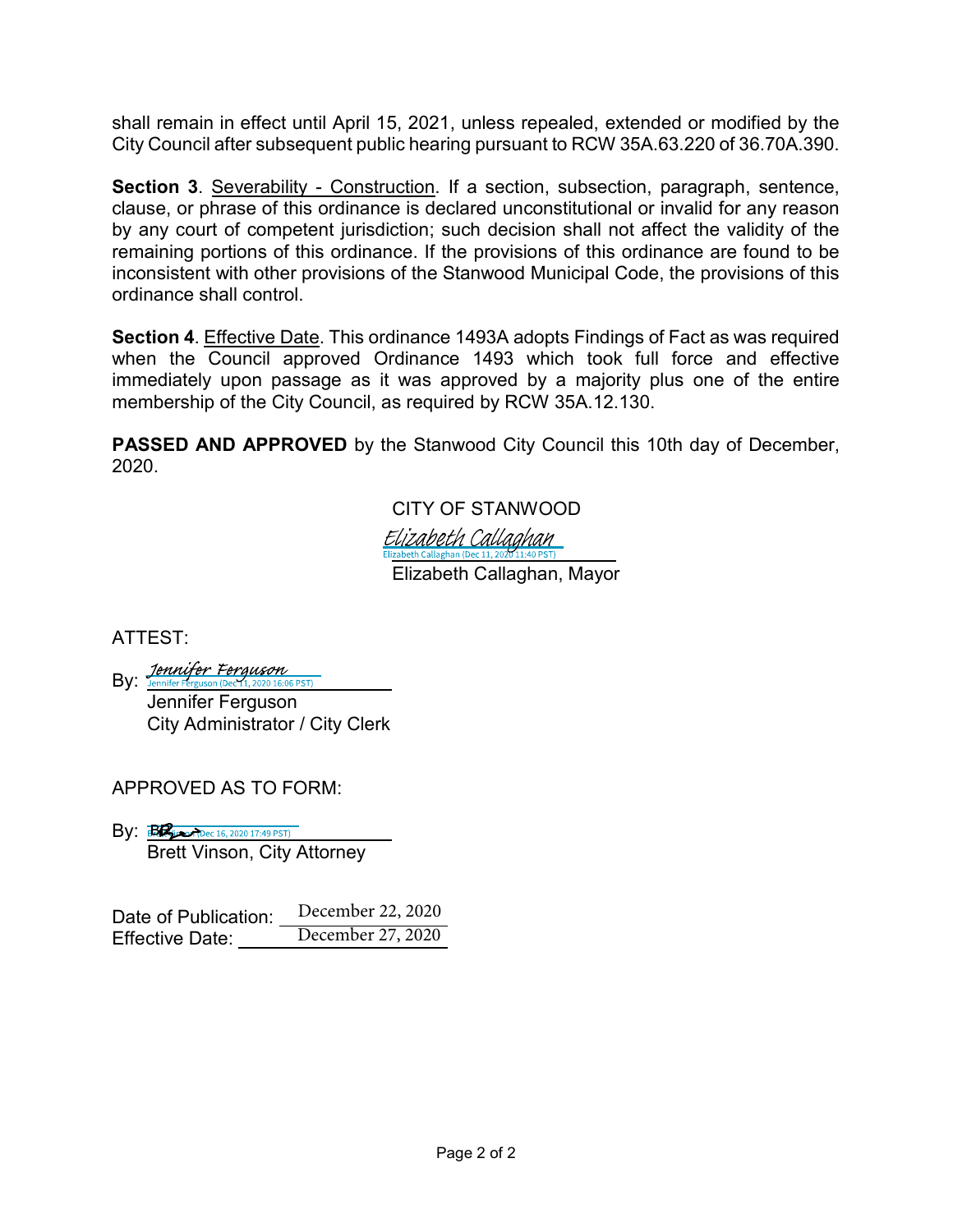shall remain in effect until April 15, 2021, unless repealed, extended or modified by the City Council after subsequent public hearing pursuant to RCW 35A.63.220 of 36.70A.390.

**Section 3**. Severability - Construction. If a section, subsection, paragraph, sentence, clause, or phrase of this ordinance is declared unconstitutional or invalid for any reason by any court of competent jurisdiction; such decision shall not affect the validity of the remaining portions of this ordinance. If the provisions of this ordinance are found to be inconsistent with other provisions of the Stanwood Municipal Code, the provisions of this ordinance shall control.

**Section 4**. Effective Date. This ordinance 1493A adopts Findings of Fact as was required when the Council approved Ordinance 1493 which took full force and effective immediately upon passage as it was approved by a majority plus one of the entire membership of the City Council, as required by RCW 35A.12.130.

**PASSED AND APPROVED** by the Stanwood City Council this 10th day of December, 2020.

CITY OF STANWOOD

*Elizabeth Callaghan*
Elizabeth Callaghan (Dec 11, 2020 11:40 PST)

Elizabeth Callaghan, Mayor

ATTEST:

By: *Jennifer Ferguson*
Jennifer Ferguson (Dec 11, 2020 16:06 PST)

Jennifer Ferguson
City Administrator / City Clerk

APPROVED AS TO FORM:

By: (Dec 16, 2020 17:49 PST)

Brett Vinson, City Attorney

Date of Publication: December 22, 2020
Effective Date: December 27, 2020